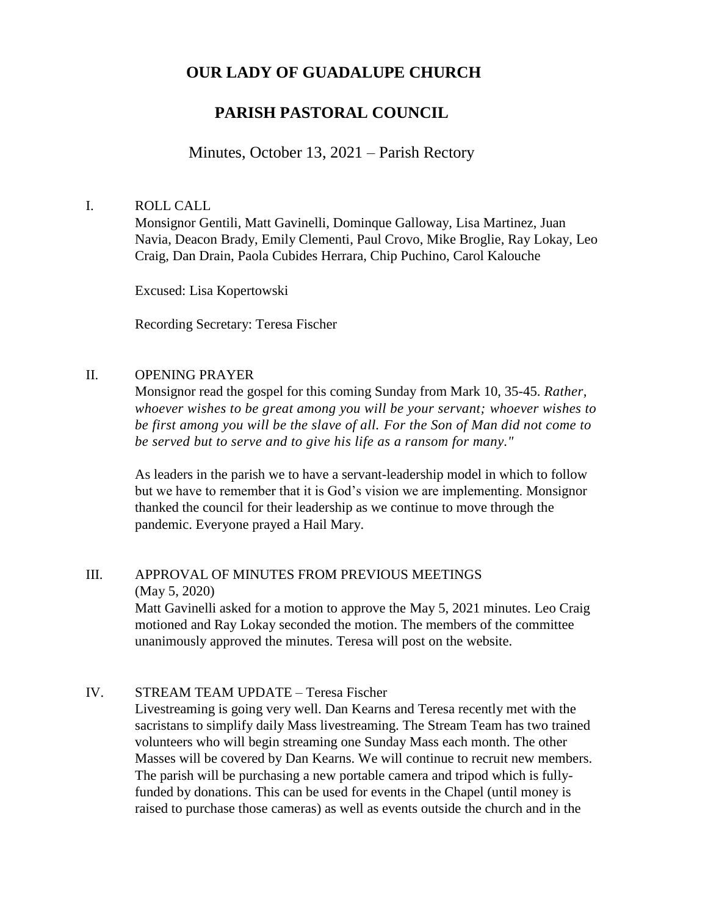# OUR LADY OF GUADALUPE CHURCH

# PARISH PASTORAL COUNCIL

Minutes, October 13, 2021 – Parish Rectory

## I. ROLL CALL

Monsignor Gentili, Matt Gavinelli, Dominque Galloway, Lisa Martinez, Juan Navia, Deacon Brady, Emily Clementi, Paul Crovo, Mike Broglie, Ray Lokay, Leo Craig, Dan Drain, Paola Cubides Herrara, Chip Puchino, Carol Kalouche

Excused: Lisa Kopertowski

Recording Secretary: Teresa Fischer

## II. OPENING PRAYER

Monsignor read the gospel for this coming Sunday from Mark 10, 35-45. *Rather, whoever wishes to be great among you will be your servant; whoever wishes to be first among you will be the slave of all. For the Son of Man did not come to be served but to serve and to give his life as a ransom for many."*

As leaders in the parish we to have a servant-leadership model in which to follow but we have to remember that it is God's vision we are implementing. Monsignor thanked the council for their leadership as we continue to move through the pandemic. Everyone prayed a Hail Mary.

## III. APPROVAL OF MINUTES FROM PREVIOUS MEETINGS

(May 5, 2020)

Matt Gavinelli asked for a motion to approve the May 5, 2021 minutes. Leo Craig motioned and Ray Lokay seconded the motion. The members of the committee unanimously approved the minutes. Teresa will post on the website.

## IV. STREAM TEAM UPDATE – Teresa Fischer

Livestreaming is going very well. Dan Kearns and Teresa recently met with the sacristans to simplify daily Mass livestreaming. The Stream Team has two trained volunteers who will begin streaming one Sunday Mass each month. The other Masses will be covered by Dan Kearns. We will continue to recruit new members. The parish will be purchasing a new portable camera and tripod which is fully-funded by donations. This can be used for events in the Chapel (until money is raised to purchase those cameras) as well as events outside the church and in the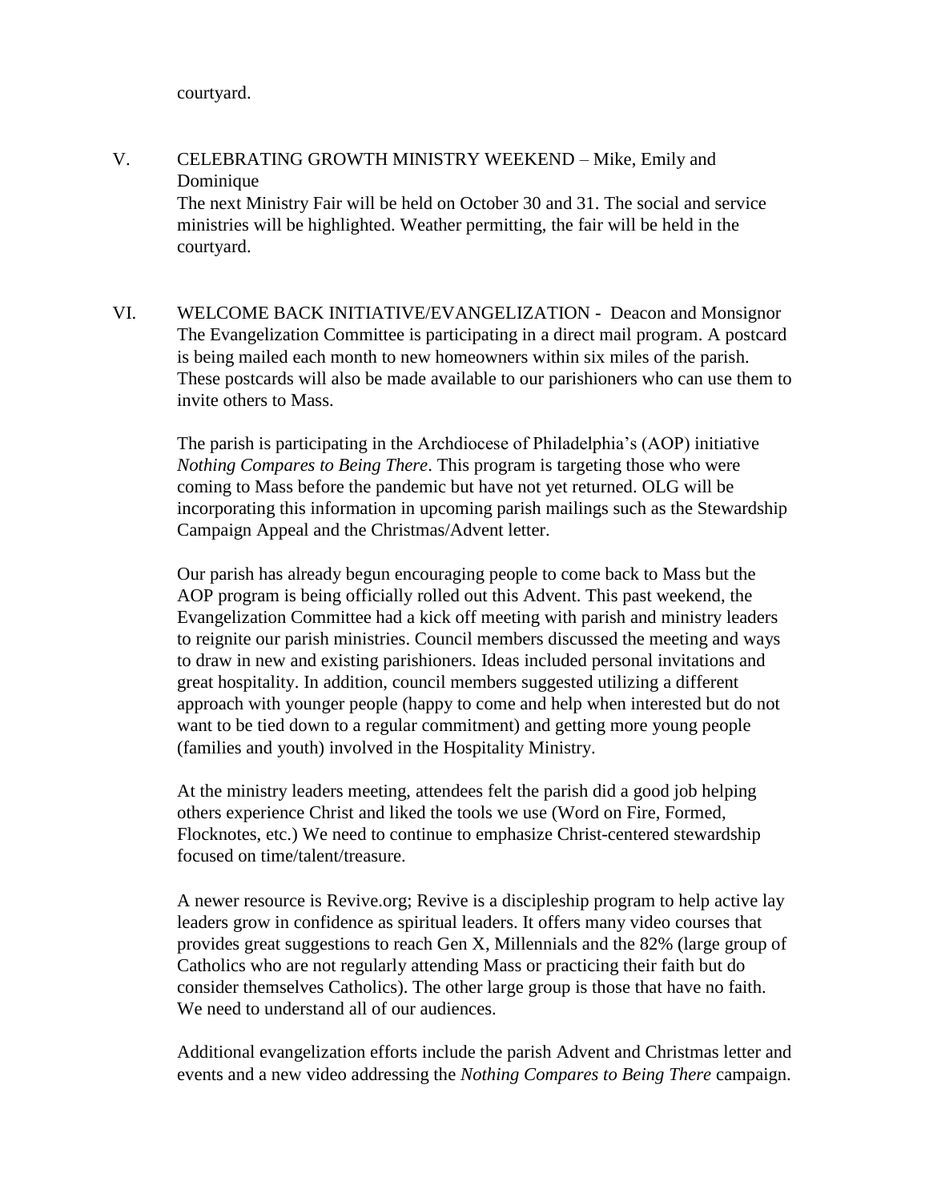courtyard.

V. CELEBRATING GROWTH MINISTRY WEEKEND – Mike, Emily and Dominique

The next Ministry Fair will be held on October 30 and 31. The social and service ministries will be highlighted. Weather permitting, the fair will be held in the courtyard.

VI. WELCOME BACK INITIATIVE/EVANGELIZATION - Deacon and Monsignor

The Evangelization Committee is participating in a direct mail program. A postcard is being mailed each month to new homeowners within six miles of the parish. These postcards will also be made available to our parishioners who can use them to invite others to Mass.

The parish is participating in the Archdiocese of Philadelphia's (AOP) initiative *Nothing Compares to Being There*. This program is targeting those who were coming to Mass before the pandemic but have not yet returned. OLG will be incorporating this information in upcoming parish mailings such as the Stewardship Campaign Appeal and the Christmas/Advent letter.

Our parish has already begun encouraging people to come back to Mass but the AOP program is being officially rolled out this Advent. This past weekend, the Evangelization Committee had a kick off meeting with parish and ministry leaders to reignite our parish ministries. Council members discussed the meeting and ways to draw in new and existing parishioners. Ideas included personal invitations and great hospitality. In addition, council members suggested utilizing a different approach with younger people (happy to come and help when interested but do not want to be tied down to a regular commitment) and getting more young people (families and youth) involved in the Hospitality Ministry.

At the ministry leaders meeting, attendees felt the parish did a good job helping others experience Christ and liked the tools we use (Word on Fire, Formed, Flocknotes, etc.) We need to continue to emphasize Christ-centered stewardship focused on time/talent/treasure.

A newer resource is Revive.org; Revive is a discipleship program to help active lay leaders grow in confidence as spiritual leaders. It offers many video courses that provides great suggestions to reach Gen X, Millennials and the 82% (large group of Catholics who are not regularly attending Mass or practicing their faith but do consider themselves Catholics). The other large group is those that have no faith. We need to understand all of our audiences.

Additional evangelization efforts include the parish Advent and Christmas letter and events and a new video addressing the *Nothing Compares to Being There* campaign.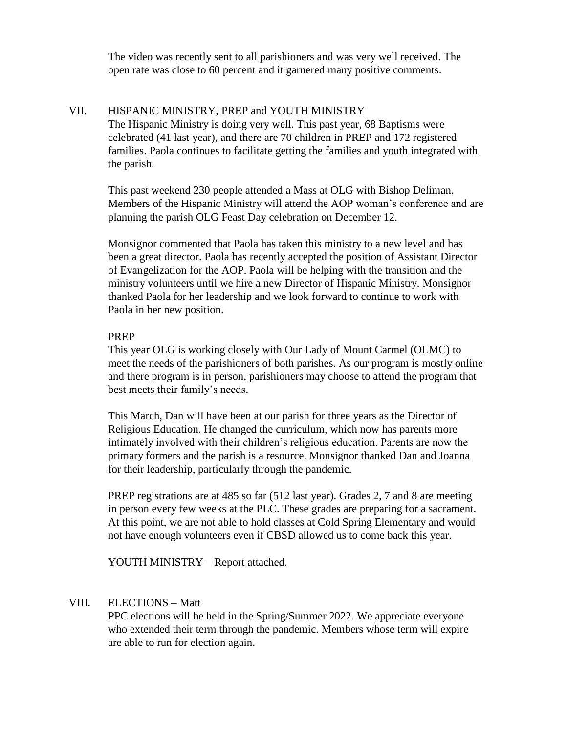The video was recently sent to all parishioners and was very well received. The open rate was close to 60 percent and it garnered many positive comments.

## VII. HISPANIC MINISTRY, PREP and YOUTH MINISTRY

The Hispanic Ministry is doing very well. This past year, 68 Baptisms were celebrated (41 last year), and there are 70 children in PREP and 172 registered families. Paola continues to facilitate getting the families and youth integrated with the parish.

This past weekend 230 people attended a Mass at OLG with Bishop Deliman. Members of the Hispanic Ministry will attend the AOP woman's conference and are planning the parish OLG Feast Day celebration on December 12.

Monsignor commented that Paola has taken this ministry to a new level and has been a great director. Paola has recently accepted the position of Assistant Director of Evangelization for the AOP. Paola will be helping with the transition and the ministry volunteers until we hire a new Director of Hispanic Ministry. Monsignor thanked Paola for her leadership and we look forward to continue to work with Paola in her new position.

### PREP

This year OLG is working closely with Our Lady of Mount Carmel (OLMC) to meet the needs of the parishioners of both parishes. As our program is mostly online and there program is in person, parishioners may choose to attend the program that best meets their family's needs.

This March, Dan will have been at our parish for three years as the Director of Religious Education. He changed the curriculum, which now has parents more intimately involved with their children's religious education. Parents are now the primary formers and the parish is a resource. Monsignor thanked Dan and Joanna for their leadership, particularly through the pandemic.

PREP registrations are at 485 so far (512 last year). Grades 2, 7 and 8 are meeting in person every few weeks at the PLC. These grades are preparing for a sacrament. At this point, we are not able to hold classes at Cold Spring Elementary and would not have enough volunteers even if CBSD allowed us to come back this year.

YOUTH MINISTRY – Report attached.

## VIII. ELECTIONS – Matt

PPC elections will be held in the Spring/Summer 2022. We appreciate everyone who extended their term through the pandemic. Members whose term will expire are able to run for election again.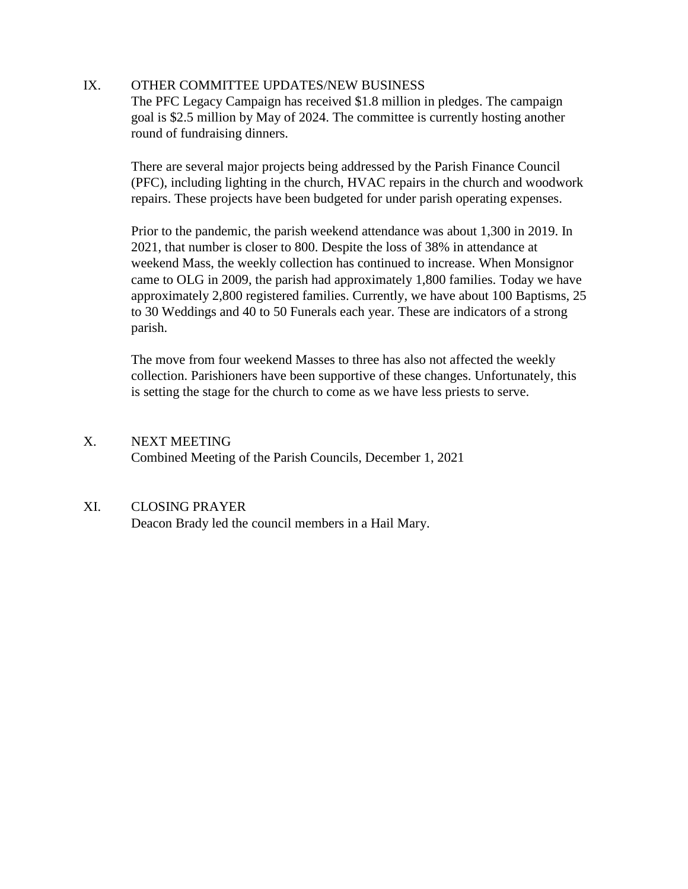## IX. OTHER COMMITTEE UPDATES/NEW BUSINESS

The PFC Legacy Campaign has received $1.8 million in pledges. The campaign goal is $2.5 million by May of 2024. The committee is currently hosting another round of fundraising dinners.

There are several major projects being addressed by the Parish Finance Council (PFC), including lighting in the church, HVAC repairs in the church and woodwork repairs. These projects have been budgeted for under parish operating expenses.

Prior to the pandemic, the parish weekend attendance was about 1,300 in 2019. In 2021, that number is closer to 800. Despite the loss of 38% in attendance at weekend Mass, the weekly collection has continued to increase. When Monsignor came to OLG in 2009, the parish had approximately 1,800 families. Today we have approximately 2,800 registered families. Currently, we have about 100 Baptisms, 25 to 30 Weddings and 40 to 50 Funerals each year. These are indicators of a strong parish.

The move from four weekend Masses to three has also not affected the weekly collection. Parishioners have been supportive of these changes. Unfortunately, this is setting the stage for the church to come as we have less priests to serve.

## X. NEXT MEETING

Combined Meeting of the Parish Councils, December 1, 2021

## XI. CLOSING PRAYER

Deacon Brady led the council members in a Hail Mary.